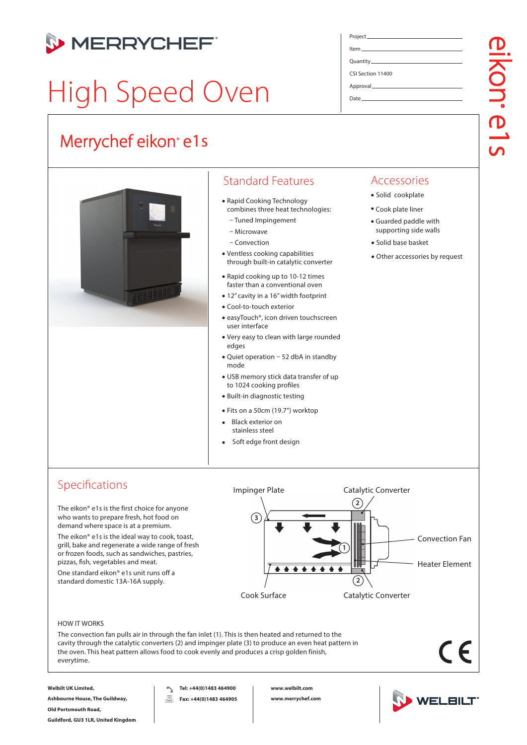# MERRYCHEF

# High Speed Oven

Project
Item
Quantity
CSI Section 11400
Approval
Date

eikon® e1s

## Merrychef eikon® e1s

## Standard Features

- Rapid Cooking Technology combines three heat technologies:
  - Tuned Impingement
  - Microwave
  - Convection
- Ventless cooking capabilities through built-in catalytic converter
- Rapid cooking up to 10-12 times faster than a conventional oven
- 12" cavity in a 16" width footprint
- Cool-to-touch exterior
- easyTouch®, icon driven touchscreen user interface
- Very easy to clean with large rounded edges
- Quiet operation – 52 dbA in standby mode
- USB memory stick data transfer of up to 1024 cooking profiles
- Built-in diagnostic testing
- Fits on a 50cm (19.7") worktop
- Black exterior on stainless steel
- Soft edge front design

## Accessories

- Solid cookplate
- Cook plate liner
- Guarded paddle with supporting side walls
- Solid base basket
- Other accessories by request

## Specifications

The eikon® e1s is the first choice for anyone who wants to prepare fresh, hot food on demand where space is at a premium.

The eikon® e1s is the ideal way to cook, toast, grill, bake and regenerate a wide range of fresh or frozen foods, such as sandwiches, pastries, pizzas, fish, vegetables and meat.

One standard eikon® e1s unit runs off a standard domestic 13A-16A supply.

Impinger Plate (3) — Catalytic Converter (2) — Convection Fan (1) — Heater Element — Cook Surface — Catalytic Converter (2)

HOW IT WORKS

The convection fan pulls air in through the fan inlet (1). This is then heated and returned to the cavity through the catalytic converters (2) and impinger plate (3) to produce an even heat pattern in the oven. This heat pattern allows food to cook evenly and produces a crisp golden finish, everytime.

CE

**Welbilt UK Limited,**
**Ashbourne House, The Guildway,**
**Old Portsmouth Road,**
**Guildford, GU3 1LR, United Kingdom**

**Tel: +44(0)1483 464900**
**Fax: +44(0)1483 464905**

**www.welbilt.com**
**www.merrychef.com**

WELBILT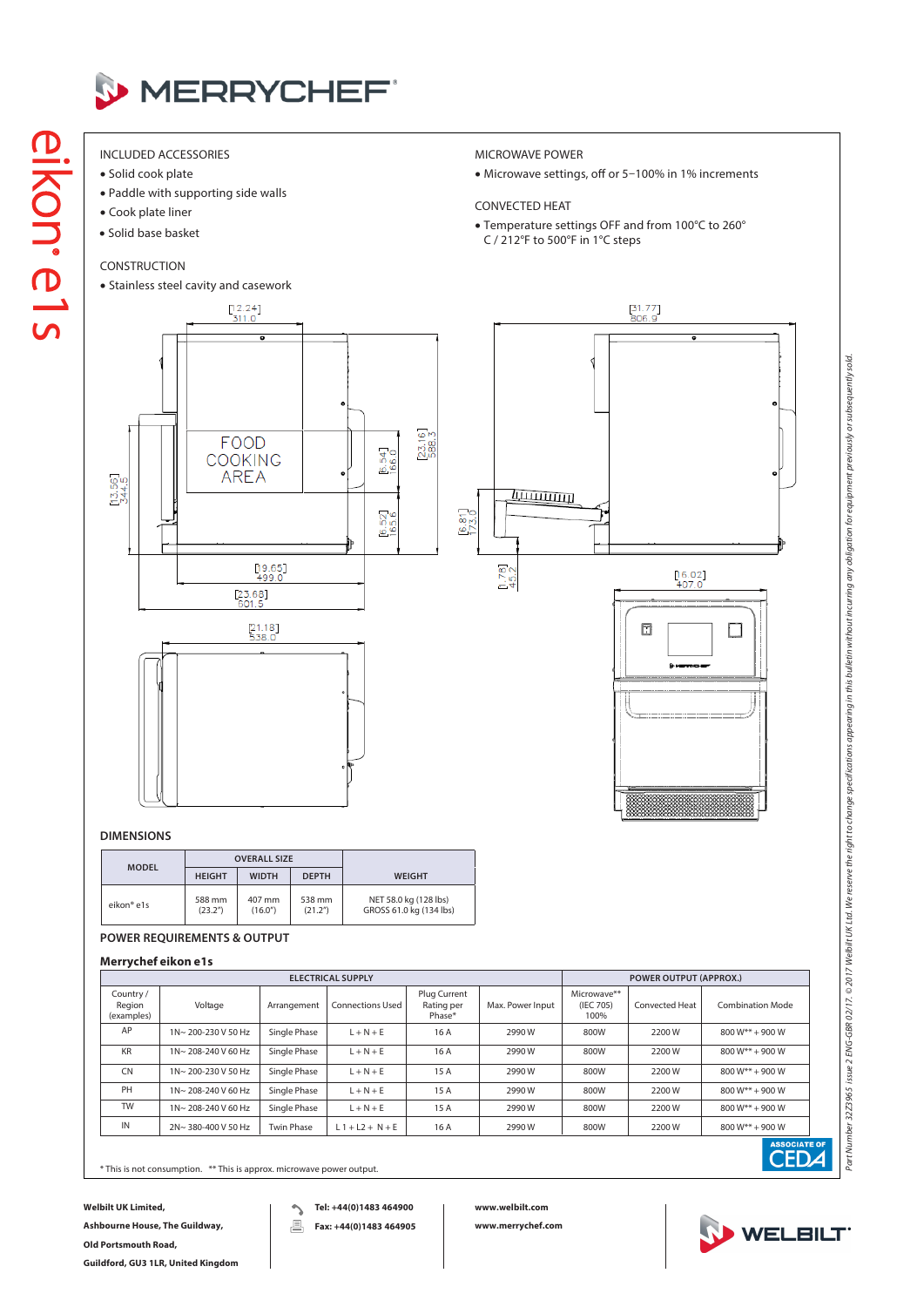# MERRYCHEF

eikon® e1s

INCLUDED ACCESSORIES
- Solid cook plate
- Paddle with supporting side walls
- Cook plate liner
- Solid base basket

CONSTRUCTION
- Stainless steel cavity and casework

MICROWAVE POWER
- Microwave settings, off or 5–100% in 1% increments

CONVECTED HEAT
- Temperature settings OFF and from 100°C to 260° C / 212°F to 500°F in 1°C steps

[12.24]
311.0

[31.77]
806.9

FOOD COOKING AREA

[13.56]
344.5

[6.54]
166.0

[23.16]
588.3

[6.52]
165.6

[6.81]
173.0

[1.78]
45.2

[19.65]
499.0

[23.68]
601.5

[16.02]
407.0

[21.18]
538.0

## DIMENSIONS

| MODEL | OVERALL SIZE | | | WEIGHT |
|---|---|---|---|---|
| | HEIGHT | WIDTH | DEPTH | |
| eikon® e1s | 588 mm (23.2") | 407 mm (16.0") | 538 mm (21.2") | NET 58.0 kg (128 lbs) GROSS 61.0 kg (134 lbs) |

## POWER REQUIREMENTS & OUTPUT

### Merrychef eikon e1s

| ELECTRICAL SUPPLY | | | | | | POWER OUTPUT (APPROX.) | | |
|---|---|---|---|---|---|---|---|---|
| Country / Region (examples) | Voltage | Arrangement | Connections Used | Plug Current Rating per Phase* | Max. Power Input | Microwave** (IEC 705) 100% | Convected Heat | Combination Mode |
| AP | 1N~ 200-230 V 50 Hz | Single Phase | L + N + E | 16 A | 2990 W | 800W | 2200 W | 800 W** + 900 W |
| KR | 1N~ 208-240 V 60 Hz | Single Phase | L + N + E | 16 A | 2990 W | 800W | 2200 W | 800 W** + 900 W |
| CN | 1N~ 200-230 V 50 Hz | Single Phase | L + N + E | 15 A | 2990 W | 800W | 2200 W | 800 W** + 900 W |
| PH | 1N~ 208-240 V 60 Hz | Single Phase | L + N + E | 15 A | 2990 W | 800W | 2200 W | 800 W** + 900 W |
| TW | 1N~ 208-240 V 60 Hz | Single Phase | L + N + E | 15 A | 2990 W | 800W | 2200 W | 800 W** + 900 W |
| IN | 2N~ 380-400 V 50 Hz | Twin Phase | L 1 + L2 + N + E | 16 A | 2990 W | 800W | 2200 W | 800 W** + 900 W |

* This is not consumption. ** This is approx. microwave power output.

ASSOCIATE OF CEDA

Part Number 32Z3965 issue 2 ENG-GBR 02/17. © 2017 Welbilt UK Ltd. We reserve the right to change specifications appearing in this bulletin without incurring any obligation for equipment previously or subsequently sold.

**Welbilt UK Limited,**
**Ashbourne House, The Guildway,**
**Old Portsmouth Road,**
**Guildford, GU3 1LR, United Kingdom**

**Tel: +44(0)1483 464900**
**Fax: +44(0)1483 464905**

**www.welbilt.com**
**www.merrychef.com**

WELBILT®